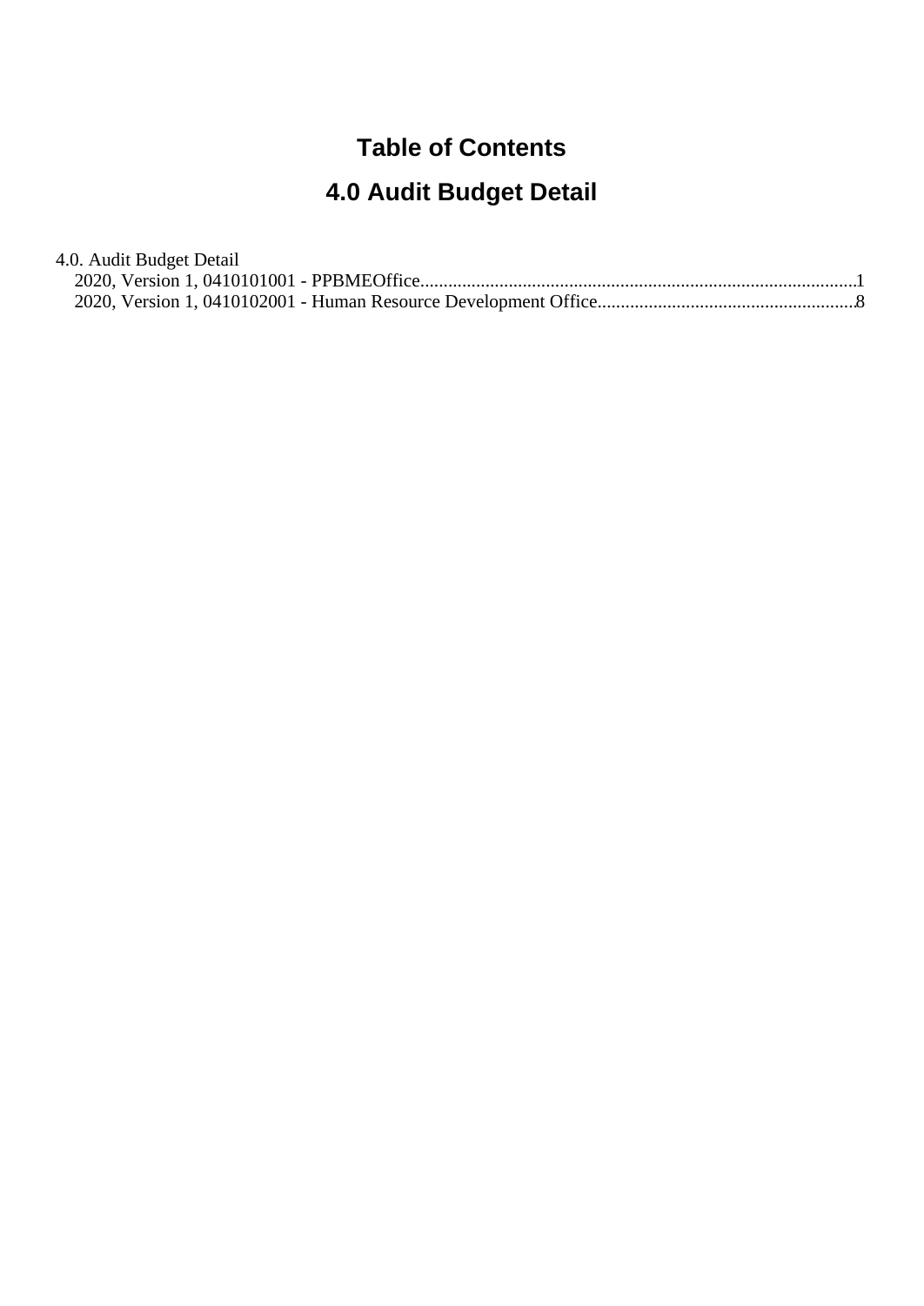# Table of Contents

# 4.0 Audit Budget Detail

4.0. Audit Budget Detail

- 2020, Version 1, 0410101001 - PPBMEOffice............................................................................................1
- 2020, Version 1, 0410102001 - Human Resource Development Office.......................................................8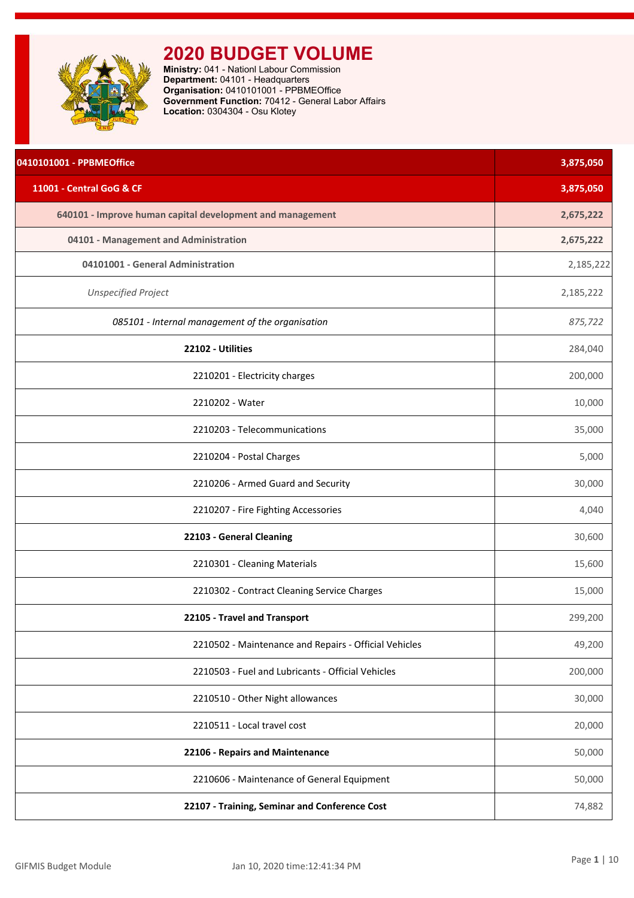# 2020 BUDGET VOLUME

**Ministry:** 041 - Nationl Labour Commission
**Department:** 04101 - Headquarters
**Organisation:** 0410101001 - PPBMEOffice
**Government Function:** 70412 - General Labor Affairs
**Location:** 0304304 - Osu Klotey

| | |
|---|---|
| **0410101001 - PPBMEOffice** | **3,875,050** |
| **11001 - Central GoG & CF** | **3,875,050** |
| **640101 - Improve human capital development and management** | **2,675,222** |
| **04101 - Management and Administration** | **2,675,222** |
| **04101001 - General Administration** | 2,185,222 |
| *Unspecified Project* | 2,185,222 |
| *085101 - Internal management of the organisation* | *875,722* |
| **22102 - Utilities** | 284,040 |
| 2210201 - Electricity charges | 200,000 |
| 2210202 - Water | 10,000 |
| 2210203 - Telecommunications | 35,000 |
| 2210204 - Postal Charges | 5,000 |
| 2210206 - Armed Guard and Security | 30,000 |
| 2210207 - Fire Fighting Accessories | 4,040 |
| **22103 - General Cleaning** | 30,600 |
| 2210301 - Cleaning Materials | 15,600 |
| 2210302 - Contract Cleaning Service Charges | 15,000 |
| **22105 - Travel and Transport** | 299,200 |
| 2210502 - Maintenance and Repairs - Official Vehicles | 49,200 |
| 2210503 - Fuel and Lubricants - Official Vehicles | 200,000 |
| 2210510 - Other Night allowances | 30,000 |
| 2210511 - Local travel cost | 20,000 |
| **22106 - Repairs and Maintenance** | 50,000 |
| 2210606 - Maintenance of General Equipment | 50,000 |
| **22107 - Training, Seminar and Conference Cost** | 74,882 |

GIFMIS Budget Module    Jan 10, 2020 time:12:41:34 PM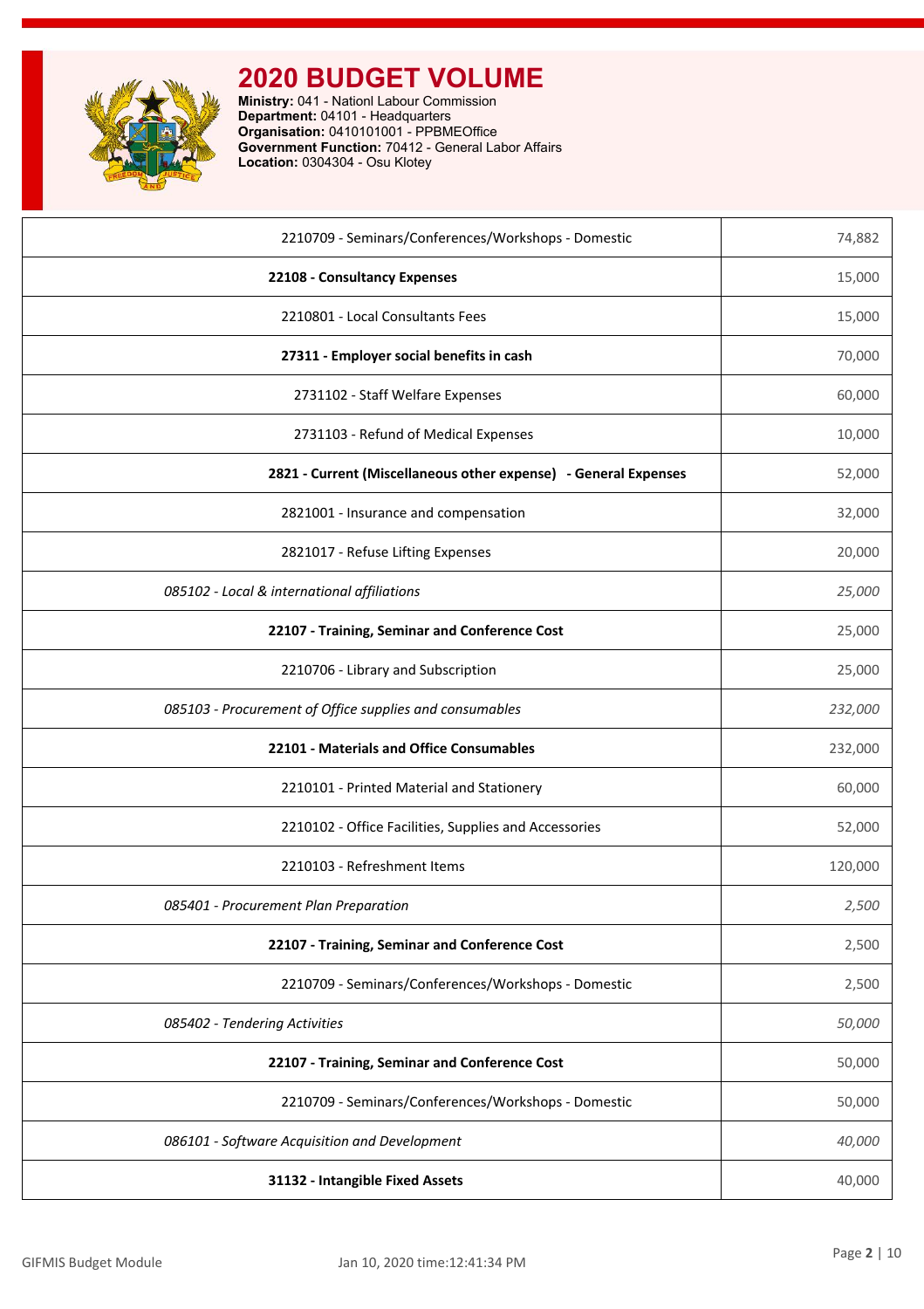# 2020 BUDGET VOLUME

**Ministry:** 041 - Nationl Labour Commission
**Department:** 04101 - Headquarters
**Organisation:** 0410101001 - PPBMEOffice
**Government Function:** 70412 - General Labor Affairs
**Location:** 0304304 - Osu Klotey

| | |
|---|---|
| 2210709 - Seminars/Conferences/Workshops - Domestic | 74,882 |
| **22108 - Consultancy Expenses** | 15,000 |
| 2210801 - Local Consultants Fees | 15,000 |
| **27311 - Employer social benefits in cash** | 70,000 |
| 2731102 - Staff Welfare Expenses | 60,000 |
| 2731103 - Refund of Medical Expenses | 10,000 |
| **2821 - Current (Miscellaneous other expense) - General Expenses** | 52,000 |
| 2821001 - Insurance and compensation | 32,000 |
| 2821017 - Refuse Lifting Expenses | 20,000 |
| *085102 - Local & international affiliations* | *25,000* |
| **22107 - Training, Seminar and Conference Cost** | 25,000 |
| 2210706 - Library and Subscription | 25,000 |
| *085103 - Procurement of Office supplies and consumables* | *232,000* |
| **22101 - Materials and Office Consumables** | 232,000 |
| 2210101 - Printed Material and Stationery | 60,000 |
| 2210102 - Office Facilities, Supplies and Accessories | 52,000 |
| 2210103 - Refreshment Items | 120,000 |
| *085401 - Procurement Plan Preparation* | *2,500* |
| **22107 - Training, Seminar and Conference Cost** | 2,500 |
| 2210709 - Seminars/Conferences/Workshops - Domestic | 2,500 |
| *085402 - Tendering Activities* | *50,000* |
| **22107 - Training, Seminar and Conference Cost** | 50,000 |
| 2210709 - Seminars/Conferences/Workshops - Domestic | 50,000 |
| *086101 - Software Acquisition and Development* | *40,000* |
| **31132 - Intangible Fixed Assets** | 40,000 |

GIFMIS Budget Module | Jan 10, 2020 time:12:41:34 PM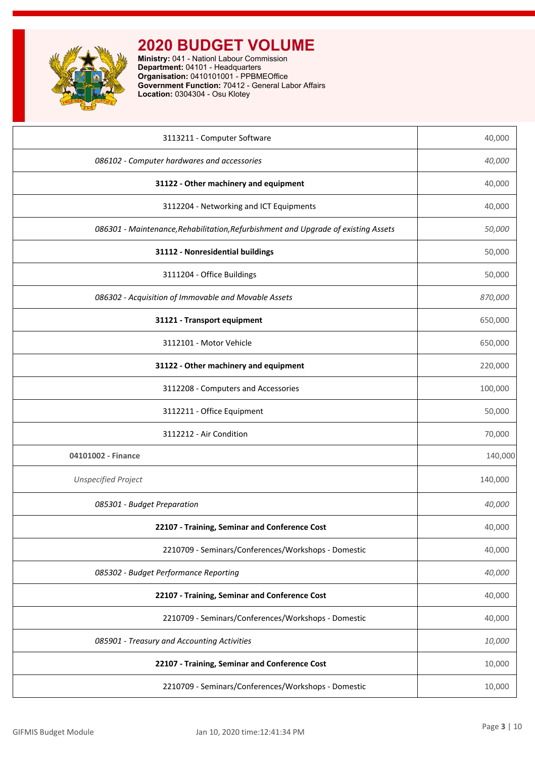# 2020 BUDGET VOLUME

**Ministry:** 041 - Nationl Labour Commission
**Department:** 04101 - Headquarters
**Organisation:** 0410101001 - PPBMEOffice
**Government Function:** 70412 - General Labor Affairs
**Location:** 0304304 - Osu Klotey

| | |
|---|---|
| 3113211 - Computer Software | 40,000 |
| *086102 - Computer hardwares and accessories* | *40,000* |
| **31122 - Other machinery and equipment** | 40,000 |
| 3112204 - Networking and ICT Equipments | 40,000 |
| *086301 - Maintenance,Rehabilitation,Refurbishment and Upgrade of existing Assets* | *50,000* |
| **31112 - Nonresidential buildings** | 50,000 |
| 3111204 - Office Buildings | 50,000 |
| *086302 - Acquisition of Immovable and Movable Assets* | *870,000* |
| **31121 - Transport equipment** | 650,000 |
| 3112101 - Motor Vehicle | 650,000 |
| **31122 - Other machinery and equipment** | 220,000 |
| 3112208 - Computers and Accessories | 100,000 |
| 3112211 - Office Equipment | 50,000 |
| 3112212 - Air Condition | 70,000 |
| **04101002 - Finance** | 140,000 |
| *Unspecified Project* | 140,000 |
| *085301 - Budget Preparation* | *40,000* |
| **22107 - Training, Seminar and Conference Cost** | 40,000 |
| 2210709 - Seminars/Conferences/Workshops - Domestic | 40,000 |
| *085302 - Budget Performance Reporting* | *40,000* |
| **22107 - Training, Seminar and Conference Cost** | 40,000 |
| 2210709 - Seminars/Conferences/Workshops - Domestic | 40,000 |
| *085901 - Treasury and Accounting Activities* | *10,000* |
| **22107 - Training, Seminar and Conference Cost** | 10,000 |
| 2210709 - Seminars/Conferences/Workshops - Domestic | 10,000 |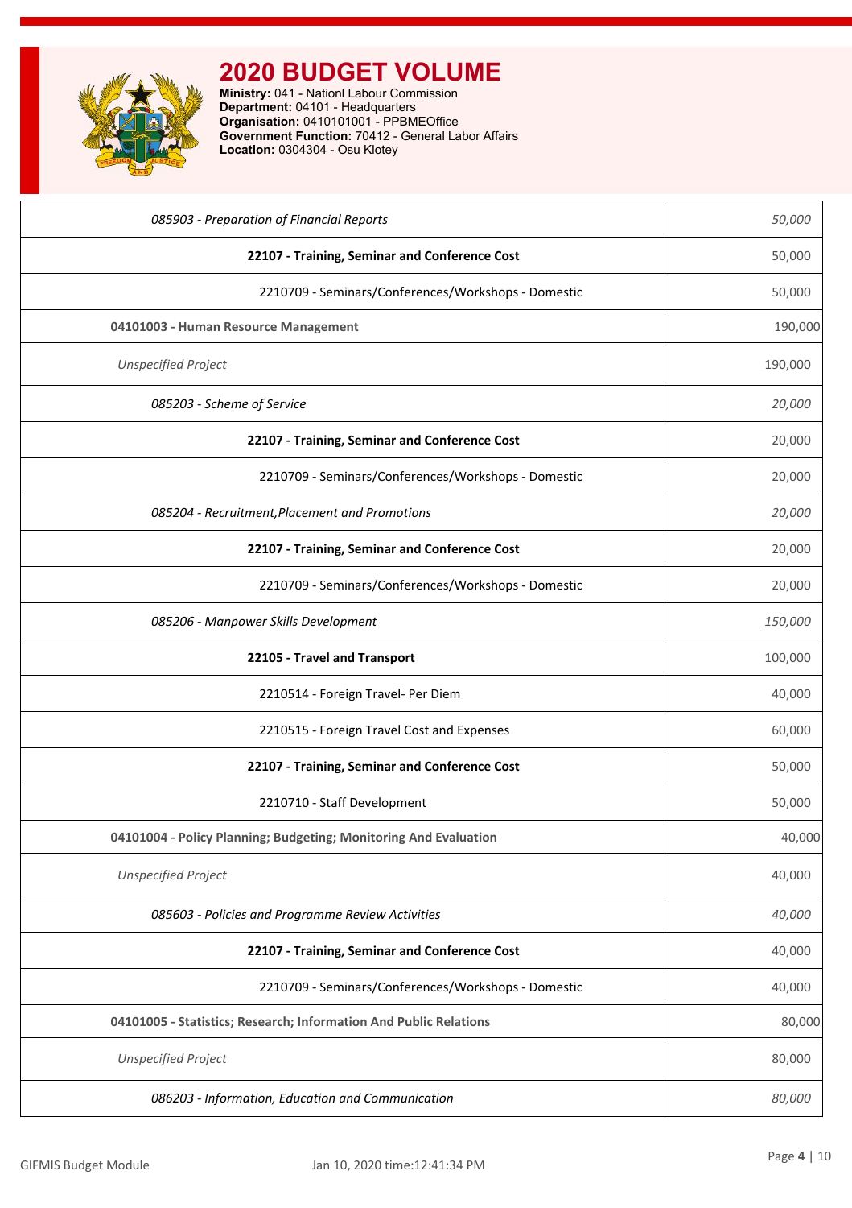# 2020 BUDGET VOLUME

**Ministry:** 041 - Nationl Labour Commission
**Department:** 04101 - Headquarters
**Organisation:** 0410101001 - PPBMEOffice
**Government Function:** 70412 - General Labor Affairs
**Location:** 0304304 - Osu Klotey

| Item | Amount |
|---|---|
| *085903 - Preparation of Financial Reports* | *50,000* |
| **22107 - Training, Seminar and Conference Cost** | 50,000 |
| 2210709 - Seminars/Conferences/Workshops - Domestic | 50,000 |
| **04101003 - Human Resource Management** | 190,000 |
| *Unspecified Project* | 190,000 |
| *085203 - Scheme of Service* | *20,000* |
| **22107 - Training, Seminar and Conference Cost** | 20,000 |
| 2210709 - Seminars/Conferences/Workshops - Domestic | 20,000 |
| *085204 - Recruitment,Placement and Promotions* | *20,000* |
| **22107 - Training, Seminar and Conference Cost** | 20,000 |
| 2210709 - Seminars/Conferences/Workshops - Domestic | 20,000 |
| *085206 - Manpower Skills Development* | *150,000* |
| **22105 - Travel and Transport** | 100,000 |
| 2210514 - Foreign Travel- Per Diem | 40,000 |
| 2210515 - Foreign Travel Cost and Expenses | 60,000 |
| **22107 - Training, Seminar and Conference Cost** | 50,000 |
| 2210710 - Staff Development | 50,000 |
| **04101004 - Policy Planning; Budgeting; Monitoring And Evaluation** | 40,000 |
| *Unspecified Project* | 40,000 |
| *085603 - Policies and Programme Review Activities* | *40,000* |
| **22107 - Training, Seminar and Conference Cost** | 40,000 |
| 2210709 - Seminars/Conferences/Workshops - Domestic | 40,000 |
| **04101005 - Statistics; Research; Information And Public Relations** | 80,000 |
| *Unspecified Project* | 80,000 |
| *086203 - Information, Education and Communication* | *80,000* |

GIFMIS Budget Module Jan 10, 2020 time:12:41:34 PM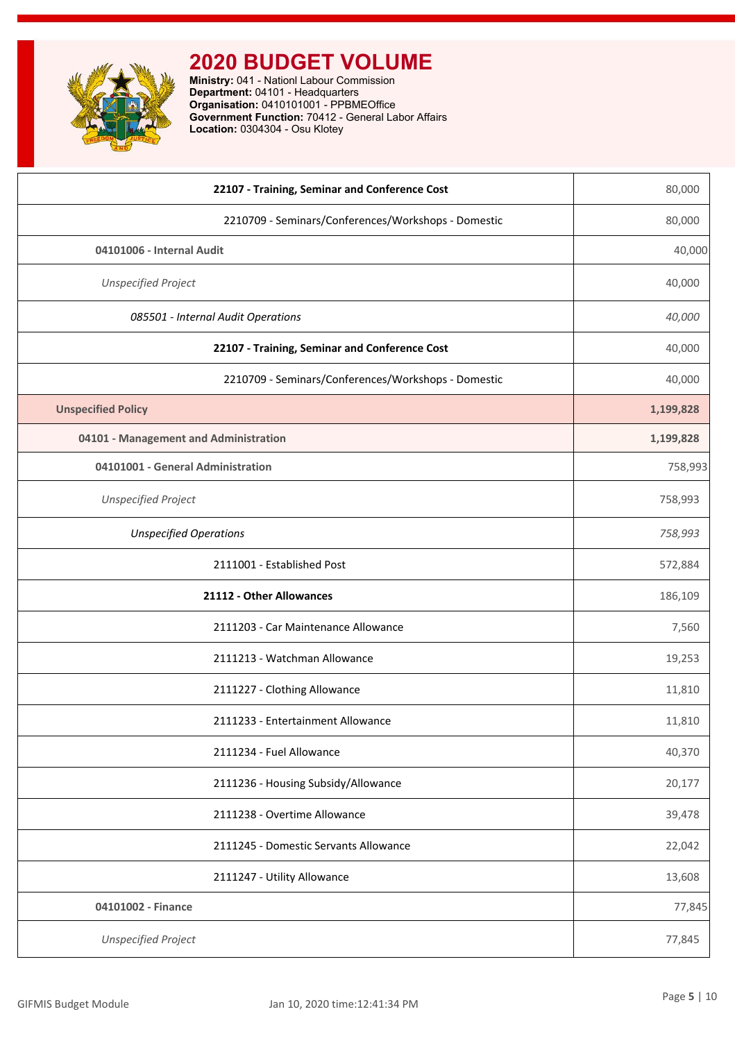# 2020 BUDGET VOLUME

**Ministry:** 041 - Nationl Labour Commission
**Department:** 04101 - Headquarters
**Organisation:** 0410101001 - PPBMEOffice
**Government Function:** 70412 - General Labor Affairs
**Location:** 0304304 - Osu Klotey

| | |
|---|---|
| **22107 - Training, Seminar and Conference Cost** | 80,000 |
| 2210709 - Seminars/Conferences/Workshops - Domestic | 80,000 |
| **04101006 - Internal Audit** | 40,000 |
| *Unspecified Project* | 40,000 |
| *085501 - Internal Audit Operations* | *40,000* |
| **22107 - Training, Seminar and Conference Cost** | 40,000 |
| 2210709 - Seminars/Conferences/Workshops - Domestic | 40,000 |
| **Unspecified Policy** | **1,199,828** |
| **04101 - Management and Administration** | **1,199,828** |
| **04101001 - General Administration** | 758,993 |
| *Unspecified Project* | 758,993 |
| *Unspecified Operations* | *758,993* |
| 2111001 - Established Post | 572,884 |
| **21112 - Other Allowances** | 186,109 |
| 2111203 - Car Maintenance Allowance | 7,560 |
| 2111213 - Watchman Allowance | 19,253 |
| 2111227 - Clothing Allowance | 11,810 |
| 2111233 - Entertainment Allowance | 11,810 |
| 2111234 - Fuel Allowance | 40,370 |
| 2111236 - Housing Subsidy/Allowance | 20,177 |
| 2111238 - Overtime Allowance | 39,478 |
| 2111245 - Domestic Servants Allowance | 22,042 |
| 2111247 - Utility Allowance | 13,608 |
| **04101002 - Finance** | 77,845 |
| *Unspecified Project* | 77,845 |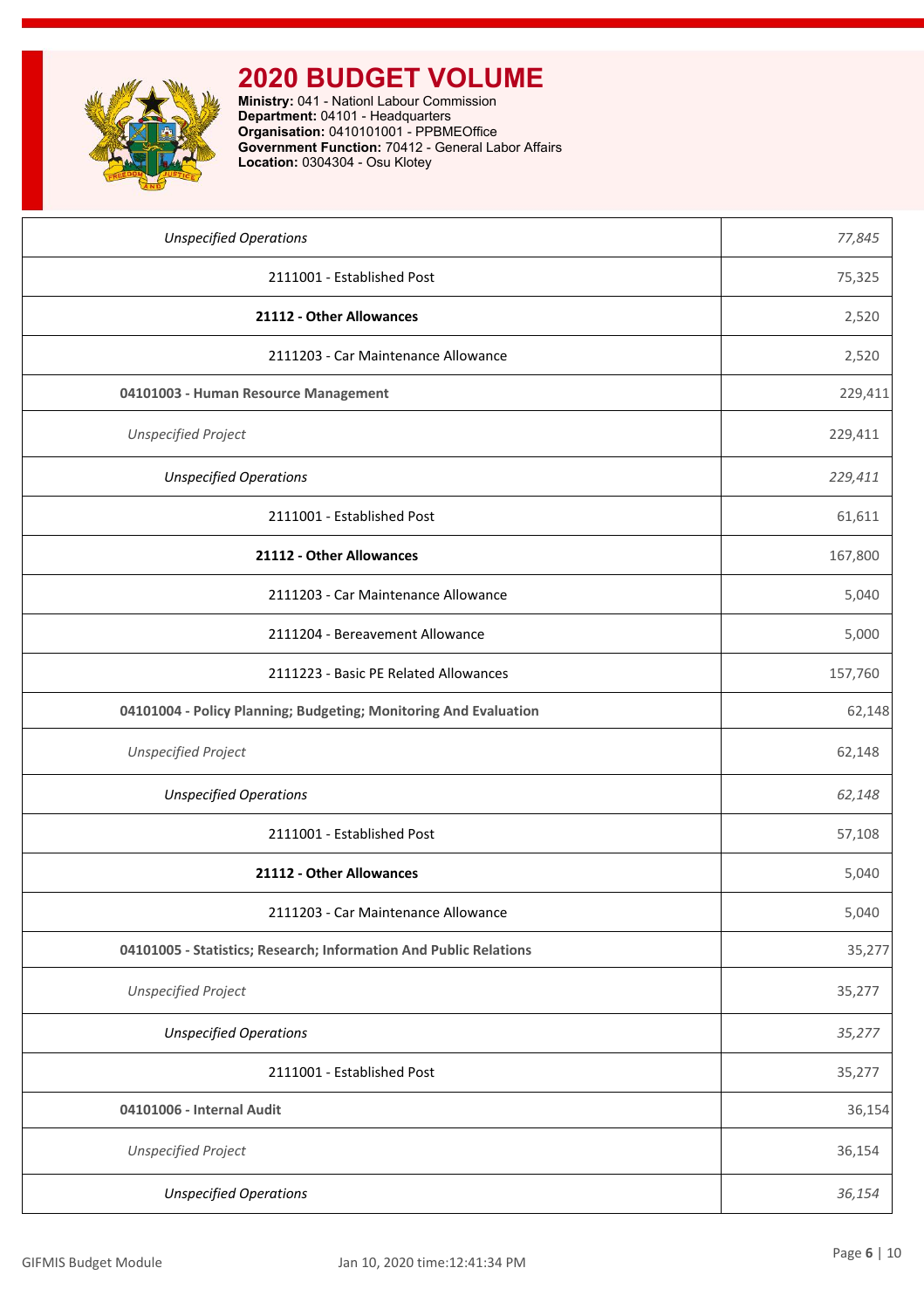# 2020 BUDGET VOLUME

**Ministry:** 041 - Nationl Labour Commission
**Department:** 04101 - Headquarters
**Organisation:** 0410101001 - PPBMEOffice
**Government Function:** 70412 - General Labor Affairs
**Location:** 0304304 - Osu Klotey

| | |
|---|---|
| *Unspecified Operations* | *77,845* |
| 2111001 - Established Post | 75,325 |
| **21112 - Other Allowances** | 2,520 |
| 2111203 - Car Maintenance Allowance | 2,520 |
| **04101003 - Human Resource Management** | 229,411 |
| *Unspecified Project* | 229,411 |
| *Unspecified Operations* | *229,411* |
| 2111001 - Established Post | 61,611 |
| **21112 - Other Allowances** | 167,800 |
| 2111203 - Car Maintenance Allowance | 5,040 |
| 2111204 - Bereavement Allowance | 5,000 |
| 2111223 - Basic PE Related Allowances | 157,760 |
| **04101004 - Policy Planning; Budgeting; Monitoring And Evaluation** | 62,148 |
| *Unspecified Project* | 62,148 |
| *Unspecified Operations* | *62,148* |
| 2111001 - Established Post | 57,108 |
| **21112 - Other Allowances** | 5,040 |
| 2111203 - Car Maintenance Allowance | 5,040 |
| **04101005 - Statistics; Research; Information And Public Relations** | 35,277 |
| *Unspecified Project* | 35,277 |
| *Unspecified Operations* | *35,277* |
| 2111001 - Established Post | 35,277 |
| **04101006 - Internal Audit** | 36,154 |
| *Unspecified Project* | 36,154 |
| *Unspecified Operations* | *36,154* |

GIFMIS Budget Module Jan 10, 2020 time:12:41:34 PM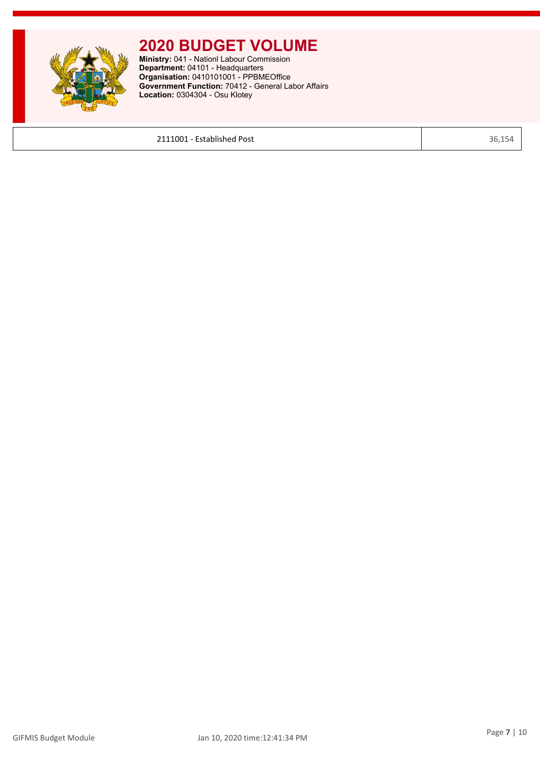# 2020 BUDGET VOLUME

**Ministry:** 041 - Nationl Labour Commission
**Department:** 04101 - Headquarters
**Organisation:** 0410101001 - PPBMEOffice
**Government Function:** 70412 - General Labor Affairs
**Location:** 0304304 - Osu Klotey

| 2111001 - Established Post | 36,154 |
|---|---|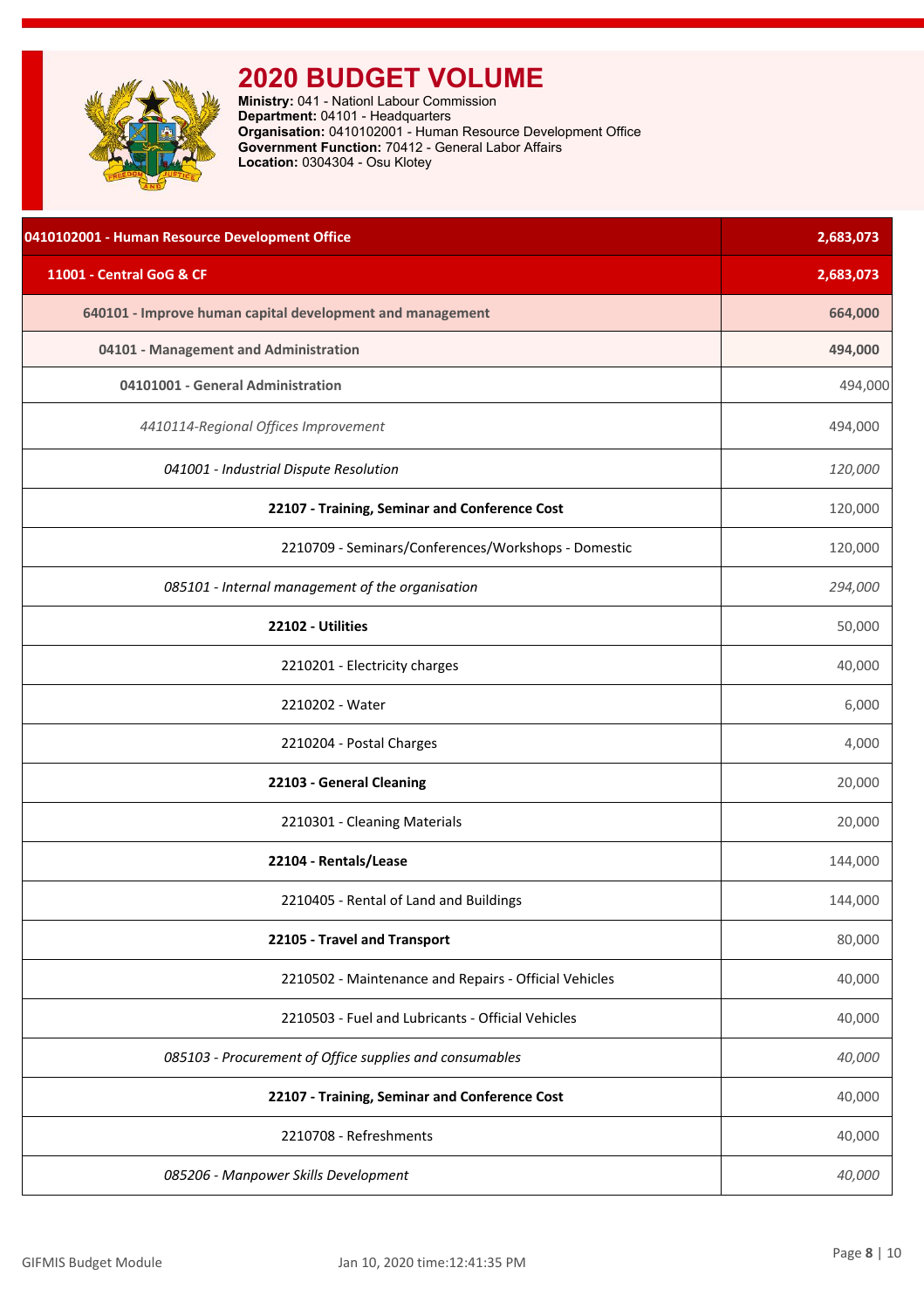# 2020 BUDGET VOLUME

**Ministry:** 041 - Nationl Labour Commission
**Department:** 04101 - Headquarters
**Organisation:** 0410102001 - Human Resource Development Office
**Government Function:** 70412 - General Labor Affairs
**Location:** 0304304 - Osu Klotey

| Description | Amount |
|---|---|
| **0410102001 - Human Resource Development Office** | **2,683,073** |
| **11001 - Central GoG & CF** | **2,683,073** |
| **640101 - Improve human capital development and management** | **664,000** |
| **04101 - Management and Administration** | **494,000** |
| **04101001 - General Administration** | 494,000 |
| *4410114-Regional Offices Improvement* | 494,000 |
| *041001 - Industrial Dispute Resolution* | *120,000* |
| **22107 - Training, Seminar and Conference Cost** | 120,000 |
| 2210709 - Seminars/Conferences/Workshops - Domestic | 120,000 |
| *085101 - Internal management of the organisation* | *294,000* |
| **22102 - Utilities** | 50,000 |
| 2210201 - Electricity charges | 40,000 |
| 2210202 - Water | 6,000 |
| 2210204 - Postal Charges | 4,000 |
| **22103 - General Cleaning** | 20,000 |
| 2210301 - Cleaning Materials | 20,000 |
| **22104 - Rentals/Lease** | 144,000 |
| 2210405 - Rental of Land and Buildings | 144,000 |
| **22105 - Travel and Transport** | 80,000 |
| 2210502 - Maintenance and Repairs - Official Vehicles | 40,000 |
| 2210503 - Fuel and Lubricants - Official Vehicles | 40,000 |
| *085103 - Procurement of Office supplies and consumables* | *40,000* |
| **22107 - Training, Seminar and Conference Cost** | 40,000 |
| 2210708 - Refreshments | 40,000 |
| *085206 - Manpower Skills Development* | *40,000* |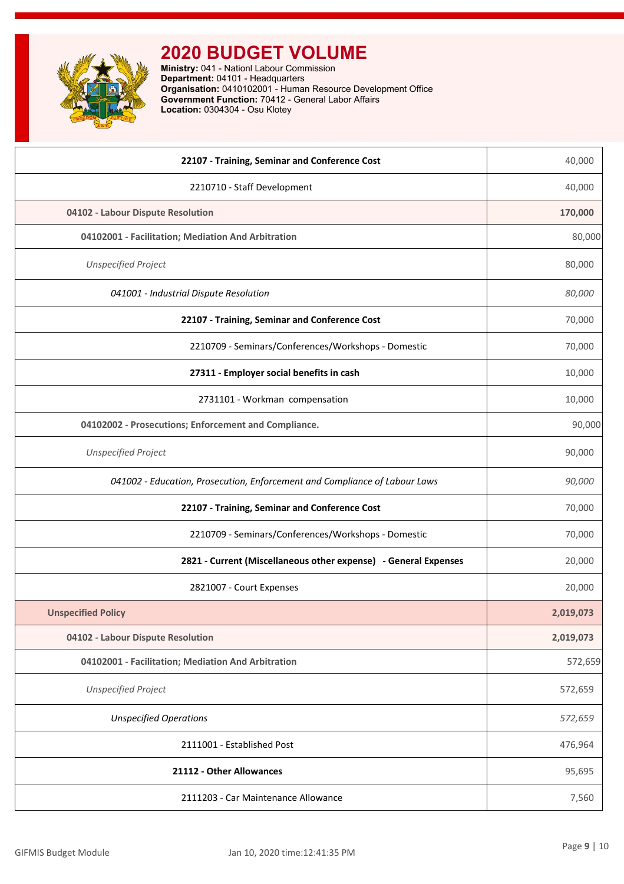# 2020 BUDGET VOLUME

**Ministry:** 041 - Nationl Labour Commission
**Department:** 04101 - Headquarters
**Organisation:** 0410102001 - Human Resource Development Office
**Government Function:** 70412 - General Labor Affairs
**Location:** 0304304 - Osu Klotey

| | |
|---|---|
| **22107 - Training, Seminar and Conference Cost** | 40,000 |
| 2210710 - Staff Development | 40,000 |
| **04102 - Labour Dispute Resolution** | **170,000** |
| **04102001 - Facilitation; Mediation And Arbitration** | 80,000 |
| *Unspecified Project* | 80,000 |
| *041001 - Industrial Dispute Resolution* | *80,000* |
| **22107 - Training, Seminar and Conference Cost** | 70,000 |
| 2210709 - Seminars/Conferences/Workshops - Domestic | 70,000 |
| **27311 - Employer social benefits in cash** | 10,000 |
| 2731101 - Workman compensation | 10,000 |
| **04102002 - Prosecutions; Enforcement and Compliance.** | 90,000 |
| *Unspecified Project* | 90,000 |
| *041002 - Education, Prosecution, Enforcement and Compliance of Labour Laws* | *90,000* |
| **22107 - Training, Seminar and Conference Cost** | 70,000 |
| 2210709 - Seminars/Conferences/Workshops - Domestic | 70,000 |
| **2821 - Current (Miscellaneous other expense) - General Expenses** | 20,000 |
| 2821007 - Court Expenses | 20,000 |
| **Unspecified Policy** | **2,019,073** |
| **04102 - Labour Dispute Resolution** | **2,019,073** |
| **04102001 - Facilitation; Mediation And Arbitration** | 572,659 |
| *Unspecified Project* | 572,659 |
| *Unspecified Operations* | *572,659* |
| 2111001 - Established Post | 476,964 |
| **21112 - Other Allowances** | 95,695 |
| 2111203 - Car Maintenance Allowance | 7,560 |

GIFMIS Budget Module Jan 10, 2020 time:12:41:35 PM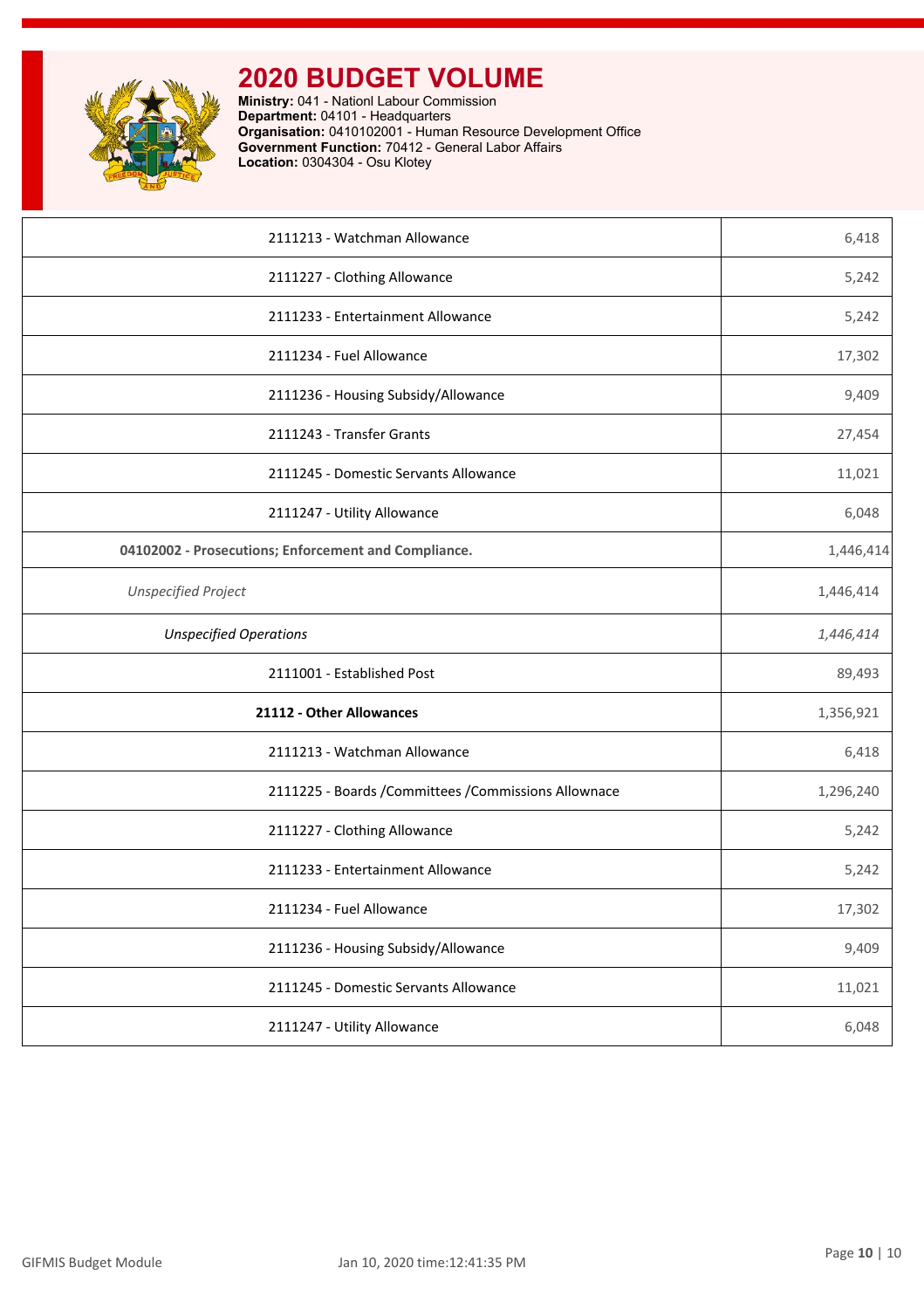# 2020 BUDGET VOLUME

**Ministry:** 041 - Nationl Labour Commission
**Department:** 04101 - Headquarters
**Organisation:** 0410102001 - Human Resource Development Office
**Government Function:** 70412 - General Labor Affairs
**Location:** 0304304 - Osu Klotey

| | |
|---|---|
| 2111213 - Watchman Allowance | 6,418 |
| 2111227 - Clothing Allowance | 5,242 |
| 2111233 - Entertainment Allowance | 5,242 |
| 2111234 - Fuel Allowance | 17,302 |
| 2111236 - Housing Subsidy/Allowance | 9,409 |
| 2111243 - Transfer Grants | 27,454 |
| 2111245 - Domestic Servants Allowance | 11,021 |
| 2111247 - Utility Allowance | 6,048 |
| **04102002 - Prosecutions; Enforcement and Compliance.** | 1,446,414 |
| *Unspecified Project* | 1,446,414 |
| *Unspecified Operations* | *1,446,414* |
| 2111001 - Established Post | 89,493 |
| **21112 - Other Allowances** | 1,356,921 |
| 2111213 - Watchman Allowance | 6,418 |
| 2111225 - Boards /Committees /Commissions Allownace | 1,296,240 |
| 2111227 - Clothing Allowance | 5,242 |
| 2111233 - Entertainment Allowance | 5,242 |
| 2111234 - Fuel Allowance | 17,302 |
| 2111236 - Housing Subsidy/Allowance | 9,409 |
| 2111245 - Domestic Servants Allowance | 11,021 |
| 2111247 - Utility Allowance | 6,048 |